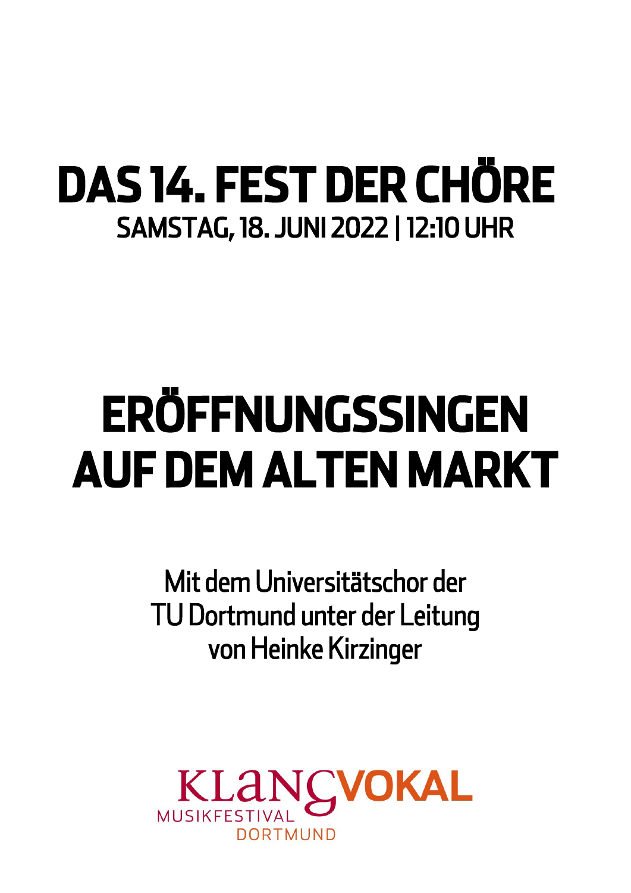# DAS 14. FEST DER CHÖRE

SAMSTAG, 18. JUNI 2022 | 12:10 UHR

# ERÖFFNUNGSSINGEN AUF DEM ALTEN MARKT

Mit dem Universitätschor der TU Dortmund unter der Leitung von Heinke Kirzinger

KLANGVOKAL
MUSIKFESTIVAL
DORTMUND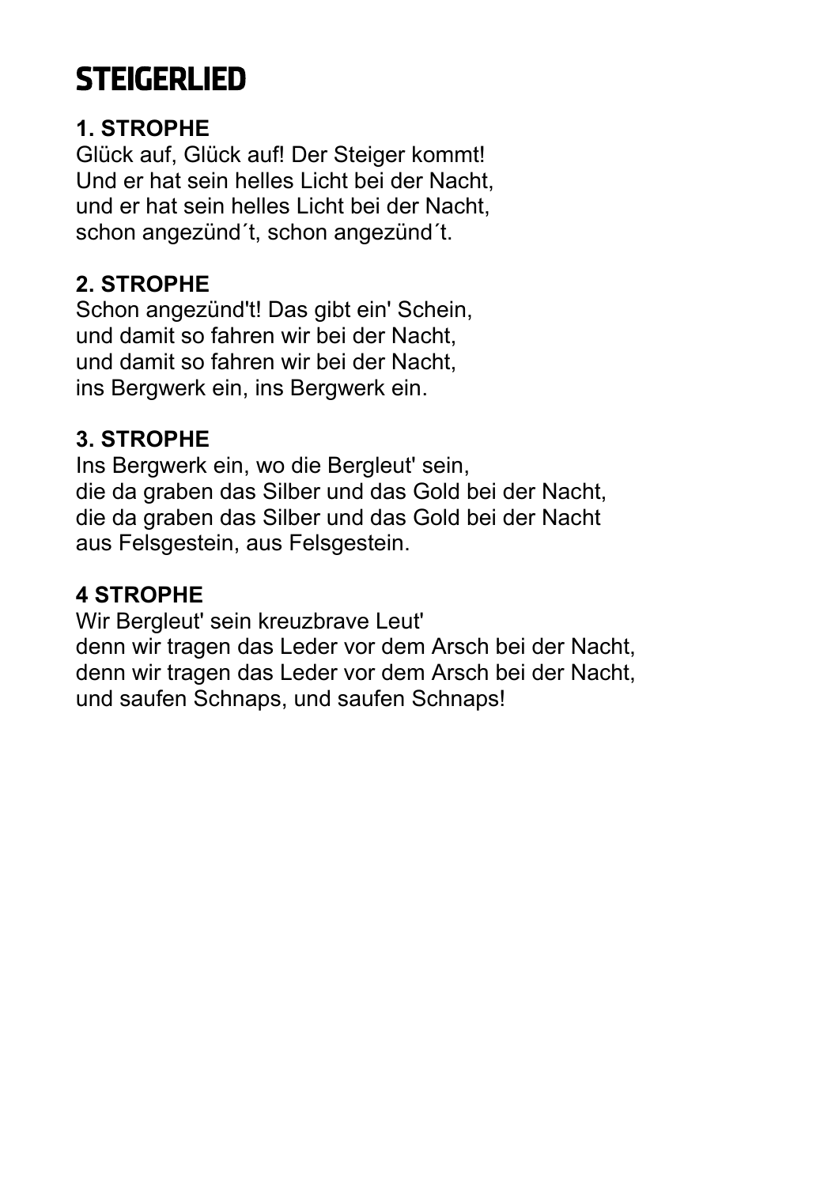# STEIGERLIED

**1. STROPHE**
Glück auf, Glück auf! Der Steiger kommt!
Und er hat sein helles Licht bei der Nacht,
und er hat sein helles Licht bei der Nacht,
schon angezünd´t, schon angezünd´t.

**2. STROPHE**
Schon angezünd't! Das gibt ein' Schein,
und damit so fahren wir bei der Nacht,
und damit so fahren wir bei der Nacht,
ins Bergwerk ein, ins Bergwerk ein.

**3. STROPHE**
Ins Bergwerk ein, wo die Bergleut' sein,
die da graben das Silber und das Gold bei der Nacht,
die da graben das Silber und das Gold bei der Nacht
aus Felsgestein, aus Felsgestein.

**4 STROPHE**
Wir Bergleut' sein kreuzbrave Leut'
denn wir tragen das Leder vor dem Arsch bei der Nacht,
denn wir tragen das Leder vor dem Arsch bei der Nacht,
und saufen Schnaps, und saufen Schnaps!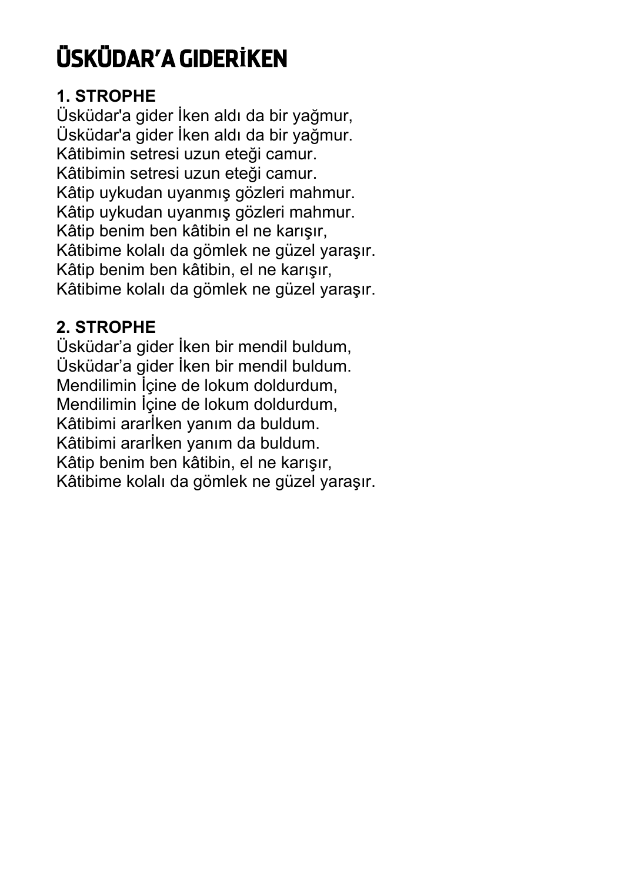# ÜSKÜDAR'A GIDERİKEN

**1. STROPHE**

Üsküdar'a gider İken aldı da bir yağmur,
Üsküdar'a gider İken aldı da bir yağmur.
Kâtibimin setresi uzun eteği camur.
Kâtibimin setresi uzun eteği camur.
Kâtip uykudan uyanmış gözleri mahmur.
Kâtip uykudan uyanmış gözleri mahmur.
Kâtip benim ben kâtibin el ne karışır,
Kâtibime kolalı da gömlek ne güzel yaraşır.
Kâtip benim ben kâtibin, el ne karışır,
Kâtibime kolalı da gömlek ne güzel yaraşır.

**2. STROPHE**

Üsküdar'a gider İken bir mendil buldum,
Üsküdar'a gider İken bir mendil buldum.
Mendilimin İçine de lokum doldurdum,
Mendilimin İçine de lokum doldurdum,
Kâtibimi ararİken yanım da buldum.
Kâtibimi ararİken yanım da buldum.
Kâtip benim ben kâtibin, el ne karışır,
Kâtibime kolalı da gömlek ne güzel yaraşır.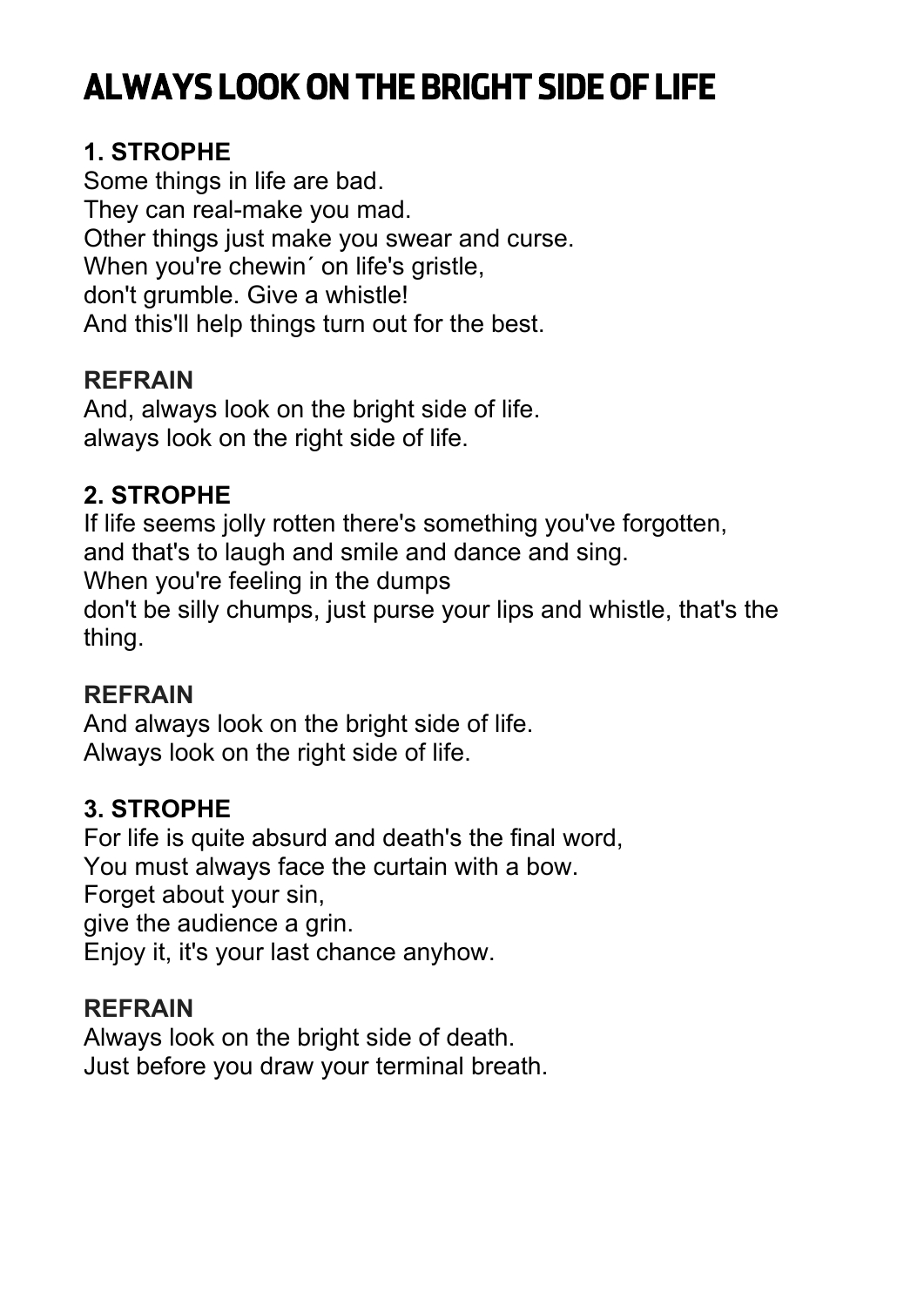# ALWAYS LOOK ON THE BRIGHT SIDE OF LIFE

**1. STROPHE**
Some things in life are bad.
They can real-make you mad.
Other things just make you swear and curse.
When you're chewin´ on life's gristle,
don't grumble. Give a whistle!
And this'll help things turn out for the best.

**REFRAIN**
And, always look on the bright side of life.
always look on the right side of life.

**2. STROPHE**
If life seems jolly rotten there's something you've forgotten,
and that's to laugh and smile and dance and sing.
When you're feeling in the dumps
don't be silly chumps, just purse your lips and whistle, that's the thing.

**REFRAIN**
And always look on the bright side of life.
Always look on the right side of life.

**3. STROPHE**
For life is quite absurd and death's the final word,
You must always face the curtain with a bow.
Forget about your sin,
give the audience a grin.
Enjoy it, it's your last chance anyhow.

**REFRAIN**
Always look on the bright side of death.
Just before you draw your terminal breath.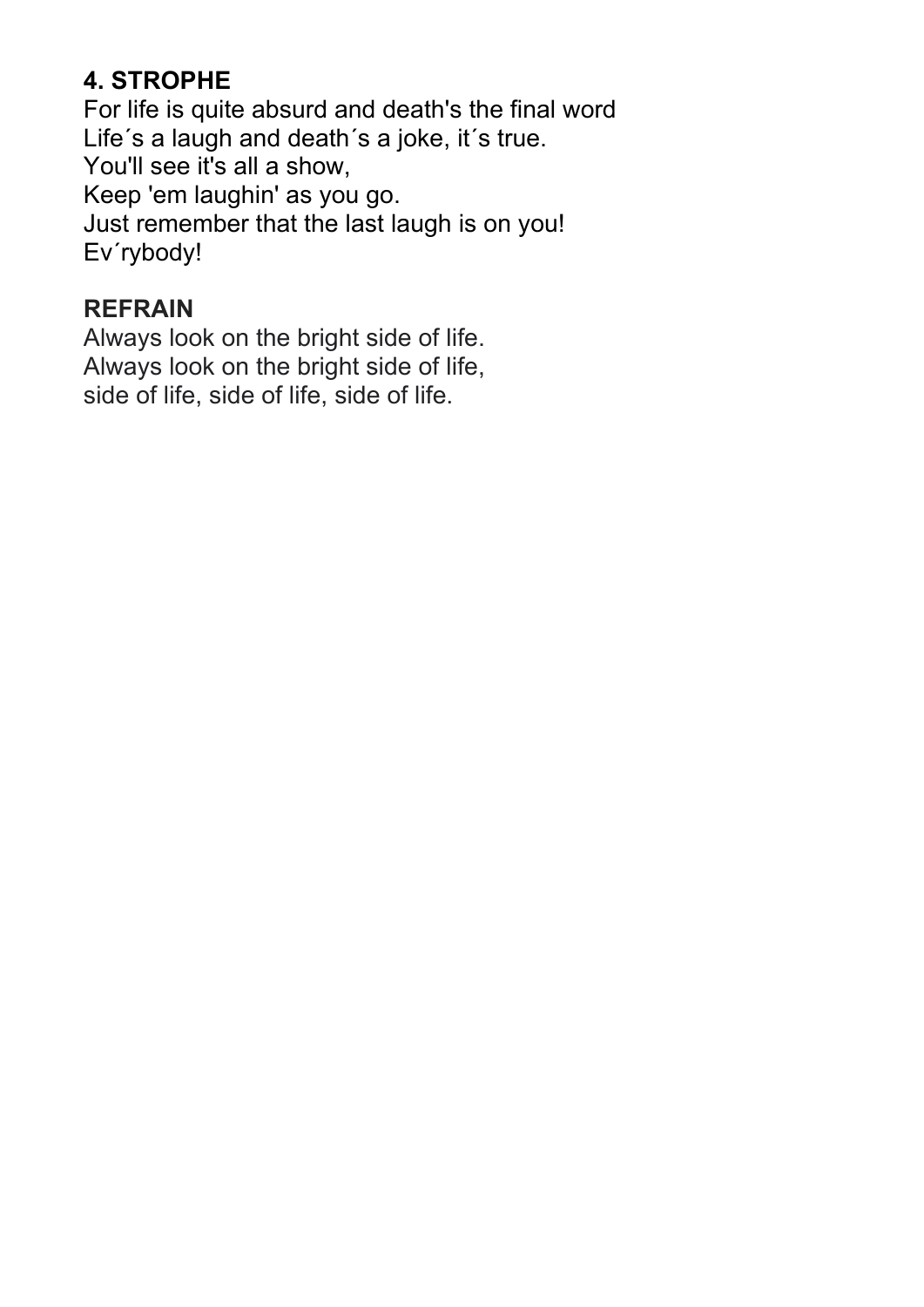### 4. STROPHE

For life is quite absurd and death's the final word
Life´s a laugh and death´s a joke, it´s true.
You'll see it's all a show,
Keep 'em laughin' as you go.
Just remember that the last laugh is on you!
Ev´rybody!

### REFRAIN

Always look on the bright side of life.
Always look on the bright side of life,
side of life, side of life, side of life.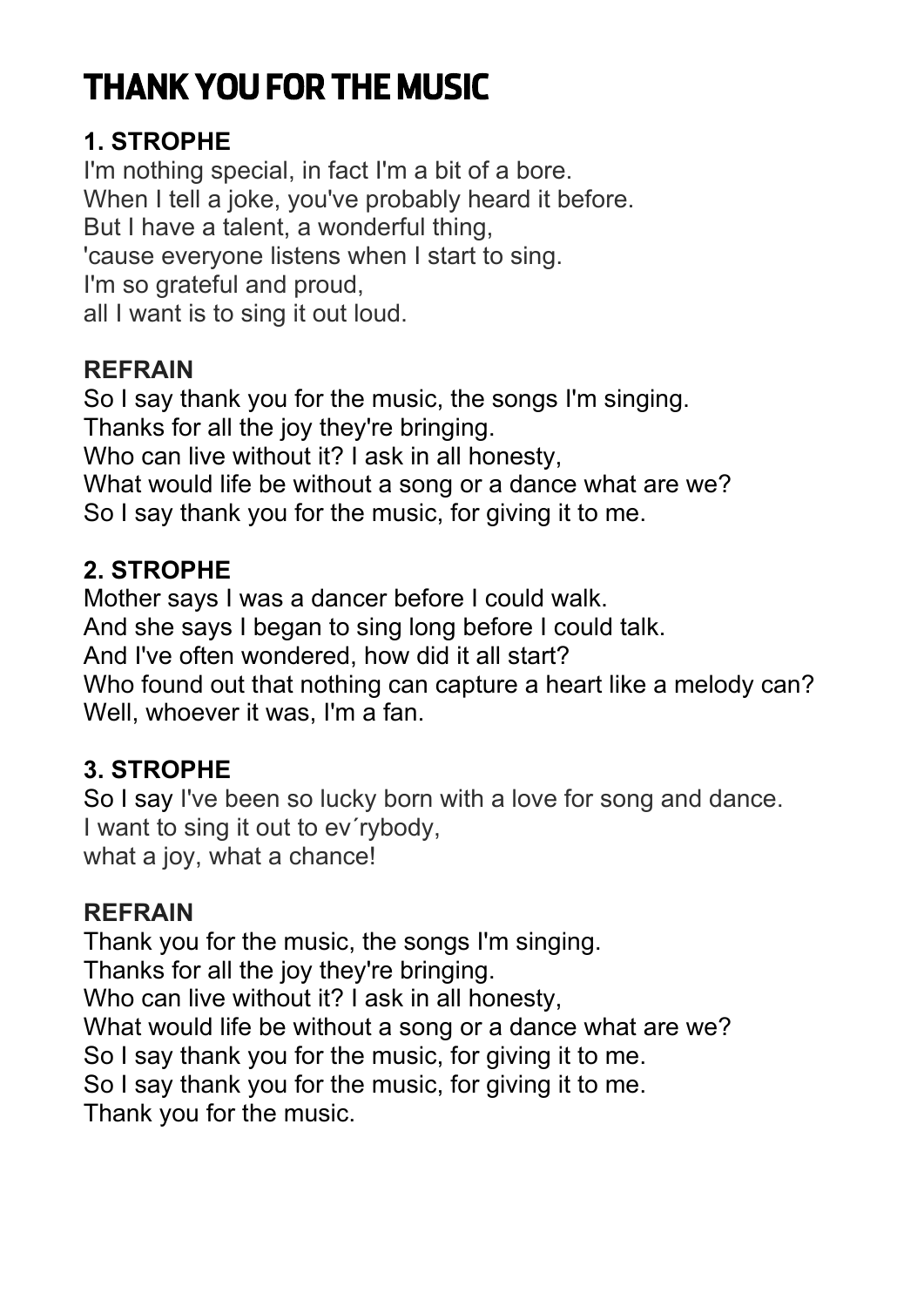# THANK YOU FOR THE MUSIC

### 1. STROPHE

I'm nothing special, in fact I'm a bit of a bore.
When I tell a joke, you've probably heard it before.
But I have a talent, a wonderful thing,
'cause everyone listens when I start to sing.
I'm so grateful and proud,
all I want is to sing it out loud.

### REFRAIN

So I say thank you for the music, the songs I'm singing.
Thanks for all the joy they're bringing.
Who can live without it? I ask in all honesty,
What would life be without a song or a dance what are we?
So I say thank you for the music, for giving it to me.

### 2. STROPHE

Mother says I was a dancer before I could walk.
And she says I began to sing long before I could talk.
And I've often wondered, how did it all start?
Who found out that nothing can capture a heart like a melody can?
Well, whoever it was, I'm a fan.

### 3. STROPHE

So I say I've been so lucky born with a love for song and dance.
I want to sing it out to ev´rybody,
what a joy, what a chance!

### REFRAIN

Thank you for the music, the songs I'm singing.
Thanks for all the joy they're bringing.
Who can live without it? I ask in all honesty,
What would life be without a song or a dance what are we?
So I say thank you for the music, for giving it to me.
So I say thank you for the music, for giving it to me.
Thank you for the music.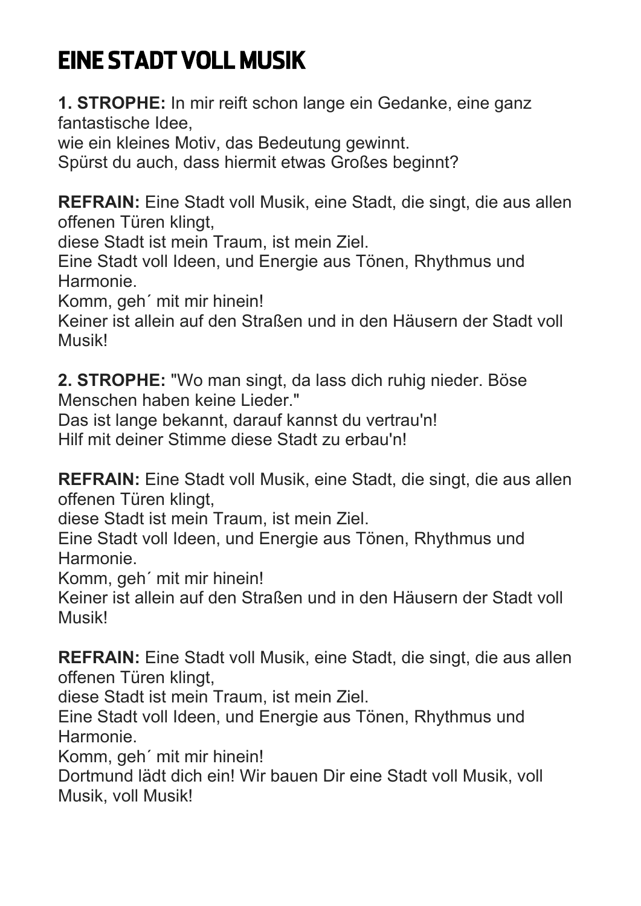# EINE STADT VOLL MUSIK

**1. STROPHE:** In mir reift schon lange ein Gedanke, eine ganz fantastische Idee,
wie ein kleines Motiv, das Bedeutung gewinnt.
Spürst du auch, dass hiermit etwas Großes beginnt?

**REFRAIN:** Eine Stadt voll Musik, eine Stadt, die singt, die aus allen offenen Türen klingt,
diese Stadt ist mein Traum, ist mein Ziel.
Eine Stadt voll Ideen, und Energie aus Tönen, Rhythmus und Harmonie.
Komm, geh´ mit mir hinein!
Keiner ist allein auf den Straßen und in den Häusern der Stadt voll Musik!

**2. STROPHE:** "Wo man singt, da lass dich ruhig nieder. Böse Menschen haben keine Lieder."
Das ist lange bekannt, darauf kannst du vertrau'n!
Hilf mit deiner Stimme diese Stadt zu erbau'n!

**REFRAIN:** Eine Stadt voll Musik, eine Stadt, die singt, die aus allen offenen Türen klingt,
diese Stadt ist mein Traum, ist mein Ziel.
Eine Stadt voll Ideen, und Energie aus Tönen, Rhythmus und Harmonie.
Komm, geh´ mit mir hinein!
Keiner ist allein auf den Straßen und in den Häusern der Stadt voll Musik!

**REFRAIN:** Eine Stadt voll Musik, eine Stadt, die singt, die aus allen offenen Türen klingt,
diese Stadt ist mein Traum, ist mein Ziel.
Eine Stadt voll Ideen, und Energie aus Tönen, Rhythmus und Harmonie.
Komm, geh´ mit mir hinein!
Dortmund lädt dich ein! Wir bauen Dir eine Stadt voll Musik, voll Musik, voll Musik!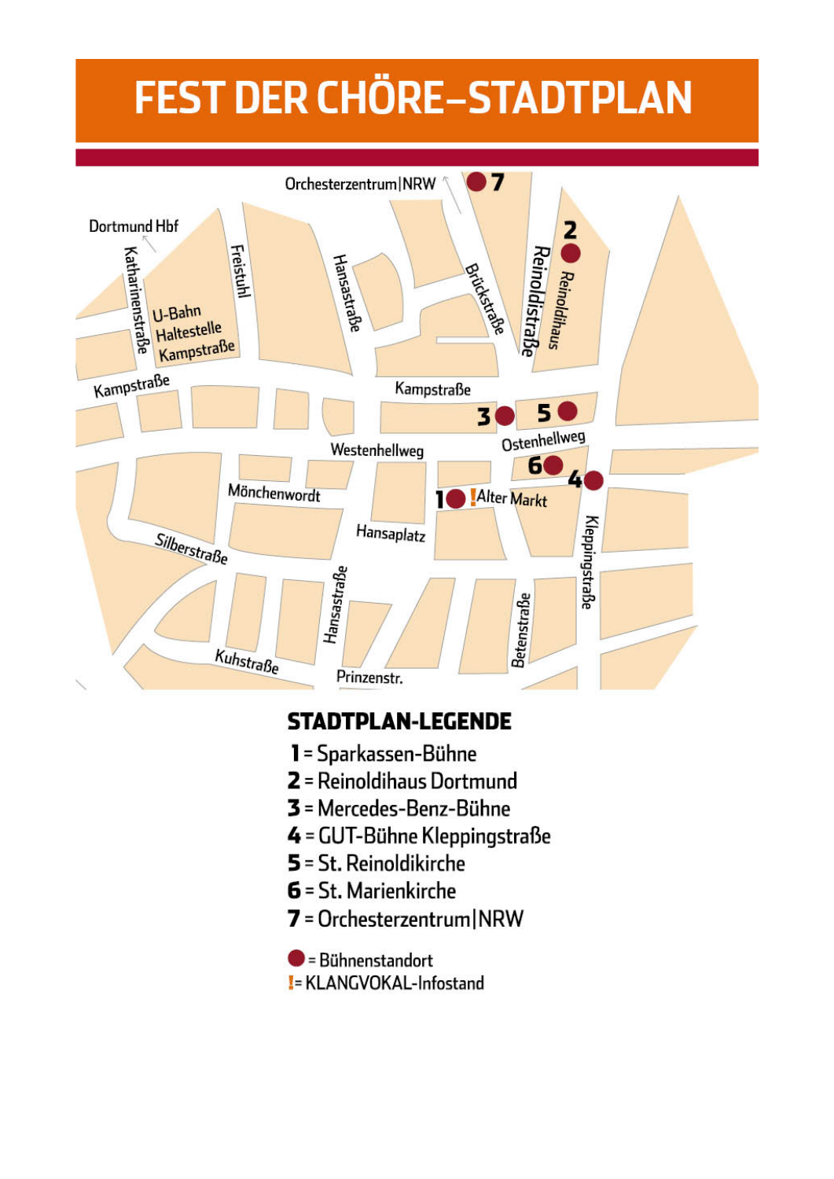# FEST DER CHÖRE–STADTPLAN

Orchesterzentrum|NRW
Dortmund Hbf
Katharinenstraße
U-Bahn Haltestelle Kampstraße
Freistuhl
Hansastraße
Brückstraße
Reinoldistraße
Reinoldihaus
Kampstraße
Kampstraße
Westenhellweg
Ostenhellweg
Mönchenwordt
Alter Markt
Hansaplatz
Silberstraße
Kleppingstraße
Hansastraße
Betenstraße
Kuhstraße
Prinzenstr.

## STADTPLAN-LEGENDE

**1** = Sparkassen-Bühne
**2** = Reinoldihaus Dortmund
**3** = Mercedes-Benz-Bühne
**4** = GUT-Bühne Kleppingstraße
**5** = St. Reinoldikirche
**6** = St. Marienkirche
**7** = Orchesterzentrum|NRW

● = Bühnenstandort
! = KLANGVOKAL-Infostand